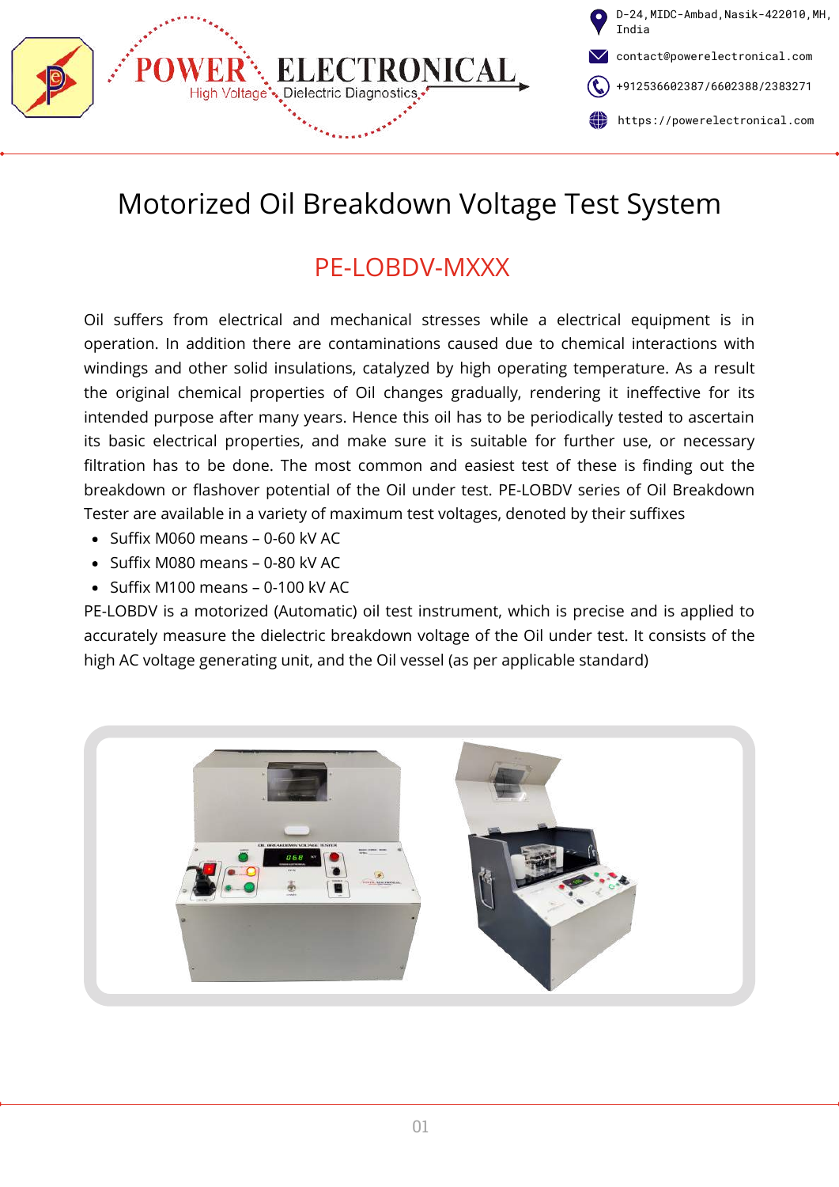# Motorized Oil Breakdown Voltage Test System

## PE-LOBDV-MXXX

Oil suffers from electrical and mechanical stresses while a electrical equipment is in operation. In addition there are contaminations caused due to chemical interactions with windings and other solid insulations, catalyzed by high operating temperature. As a result the original chemical properties of Oil changes gradually, rendering it ineffective for its intended purpose after many years. Hence this oil has to be periodically tested to ascertain its basic electrical properties, and make sure it is suitable for further use, or necessary filtration has to be done. The most common and easiest test of these is finding out the breakdown or flashover potential of the Oil under test. PE-LOBDV series of Oil Breakdown Tester are available in a variety of maximum test voltages, denoted by their suffixes

- Suffix M060 means – 0-60 kV AC
- Suffix M080 means – 0-80 kV AC
- Suffix M100 means – 0-100 kV AC

PE-LOBDV is a motorized (Automatic) oil test instrument, which is precise and is applied to accurately measure the dielectric breakdown voltage of the Oil under test. It consists of the high AC voltage generating unit, and the Oil vessel (as per applicable standard)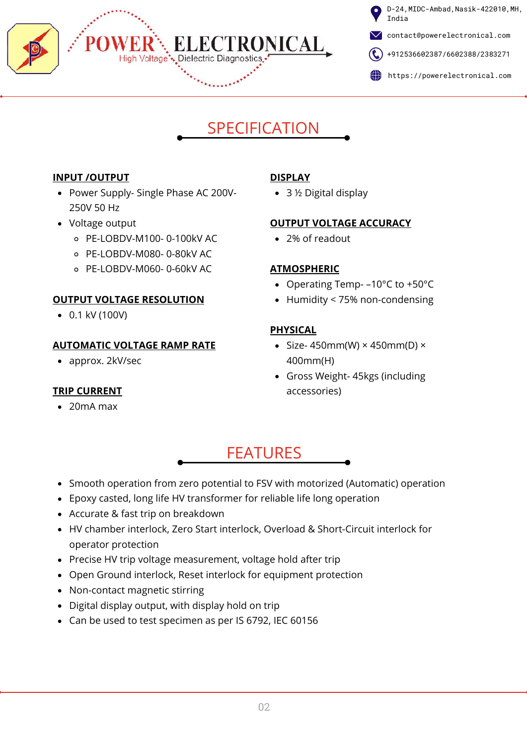## SPECIFICATION

**INPUT /OUTPUT**

- Power Supply- Single Phase AC 200V-250V 50 Hz
- Voltage output
  - PE-LOBDV-M100- 0-100kV AC
  - PE-LOBDV-M080- 0-80kV AC
  - PE-LOBDV-M060- 0-60kV AC

**OUTPUT VOLTAGE RESOLUTION**

- 0.1 kV (100V)

**AUTOMATIC VOLTAGE RAMP RATE**

- approx. 2kV/sec

**TRIP CURRENT**

- 20mA max

**DISPLAY**

- 3 ½ Digital display

**OUTPUT VOLTAGE ACCURACY**

- 2% of readout

**ATMOSPHERIC**

- Operating Temp- –10°C to +50°C
- Humidity < 75% non-condensing

**PHYSICAL**

- Size- 450mm(W) × 450mm(D) × 400mm(H)
- Gross Weight- 45kgs (including accessories)

## FEATURES

- Smooth operation from zero potential to FSV with motorized (Automatic) operation
- Epoxy casted, long life HV transformer for reliable life long operation
- Accurate & fast trip on breakdown
- HV chamber interlock, Zero Start interlock, Overload & Short-Circuit interlock for operator protection
- Precise HV trip voltage measurement, voltage hold after trip
- Open Ground interlock, Reset interlock for equipment protection
- Non-contact magnetic stirring
- Digital display output, with display hold on trip
- Can be used to test specimen as per IS 6792, IEC 60156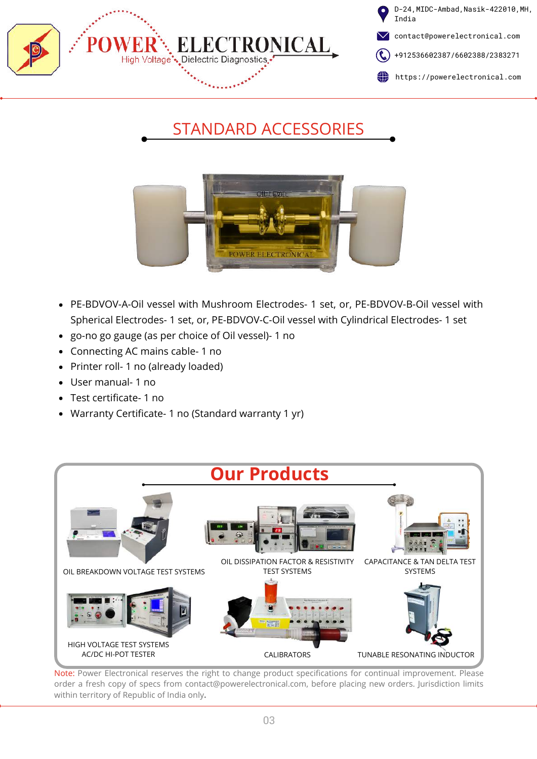# STANDARD ACCESSORIES

- PE-BDVOV-A-Oil vessel with Mushroom Electrodes- 1 set, or, PE-BDVOV-B-Oil vessel with Spherical Electrodes- 1 set, or, PE-BDVOV-C-Oil vessel with Cylindrical Electrodes- 1 set
- go-no go gauge (as per choice of Oil vessel)- 1 no
- Connecting AC mains cable- 1 no
- Printer roll- 1 no (already loaded)
- User manual- 1 no
- Test certificate- 1 no
- Warranty Certificate- 1 no (Standard warranty 1 yr)

## Our Products

OIL BREAKDOWN VOLTAGE TEST SYSTEMS

OIL DISSIPATION FACTOR & RESISTIVITY TEST SYSTEMS

CAPACITANCE & TAN DELTA TEST SYSTEMS

HIGH VOLTAGE TEST SYSTEMS AC/DC HI-POT TESTER

CALIBRATORS

TUNABLE RESONATING INDUCTOR

Note: Power Electronical reserves the right to change product specifications for continual improvement. Please order a fresh copy of specs from contact@powerelectronical.com, before placing new orders. Jurisdiction limits within territory of Republic of India only.